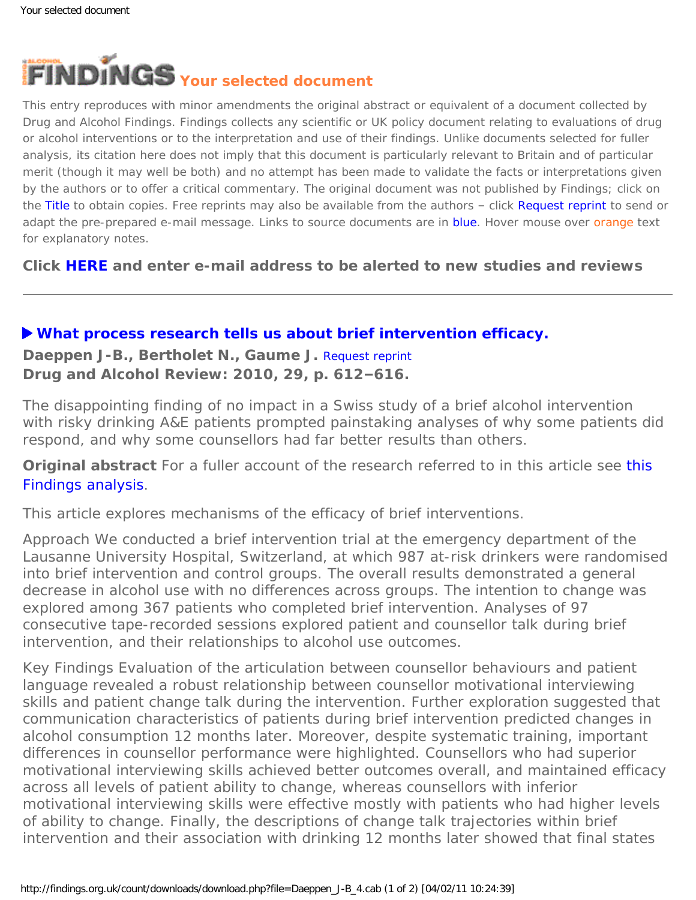# FINDINGS Your selected document

This entry reproduces with minor amendments the original abstract or equivalent of a document collected by Drug and Alcohol Findings. Findings collects any scientific or UK policy document relating to evaluations of drug or alcohol interventions or to the interpretation and use of their findings. Unlike documents selected for fuller analysis, its citation here does not imply that this document is particularly relevant to Britain and of particular merit (though it may well be both) and no attempt has been made to validate the facts or interpretations given by the authors or to offer a critical commentary. The original document was not published by Findings; click on the Title to obtain copies. Free reprints may also be available from the authors – click Request reprint to send or adapt the pre-prepared e-mail message. Links to source documents are in blue. Hover mouse over orange text for explanatory notes.

**Click HERE and enter e-mail address to be alerted to new studies and reviews**

---

## ▶ What process research tells us about brief intervention efficacy.

**Daeppen J-B., Bertholet N., Gaume J.** Request reprint
**Drug and Alcohol Review: 2010, 29, p. 612–616.**

The disappointing finding of no impact in a Swiss study of a brief alcohol intervention with risky drinking A&E patients prompted painstaking analyses of why some patients did respond, and why some counsellors had far better results than others.

**Original abstract** For a fuller account of the research referred to in this article see this Findings analysis.

This article explores mechanisms of the efficacy of brief interventions.

Approach We conducted a brief intervention trial at the emergency department of the Lausanne University Hospital, Switzerland, at which 987 at-risk drinkers were randomised into brief intervention and control groups. The overall results demonstrated a general decrease in alcohol use with no differences across groups. The intention to change was explored among 367 patients who completed brief intervention. Analyses of 97 consecutive tape-recorded sessions explored patient and counsellor talk during brief intervention, and their relationships to alcohol use outcomes.

Key Findings Evaluation of the articulation between counsellor behaviours and patient language revealed a robust relationship between counsellor motivational interviewing skills and patient change talk during the intervention. Further exploration suggested that communication characteristics of patients during brief intervention predicted changes in alcohol consumption 12 months later. Moreover, despite systematic training, important differences in counsellor performance were highlighted. Counsellors who had superior motivational interviewing skills achieved better outcomes overall, and maintained efficacy across all levels of patient ability to change, whereas counsellors with inferior motivational interviewing skills were effective mostly with patients who had higher levels of ability to change. Finally, the descriptions of change talk trajectories within brief intervention and their association with drinking 12 months later showed that final states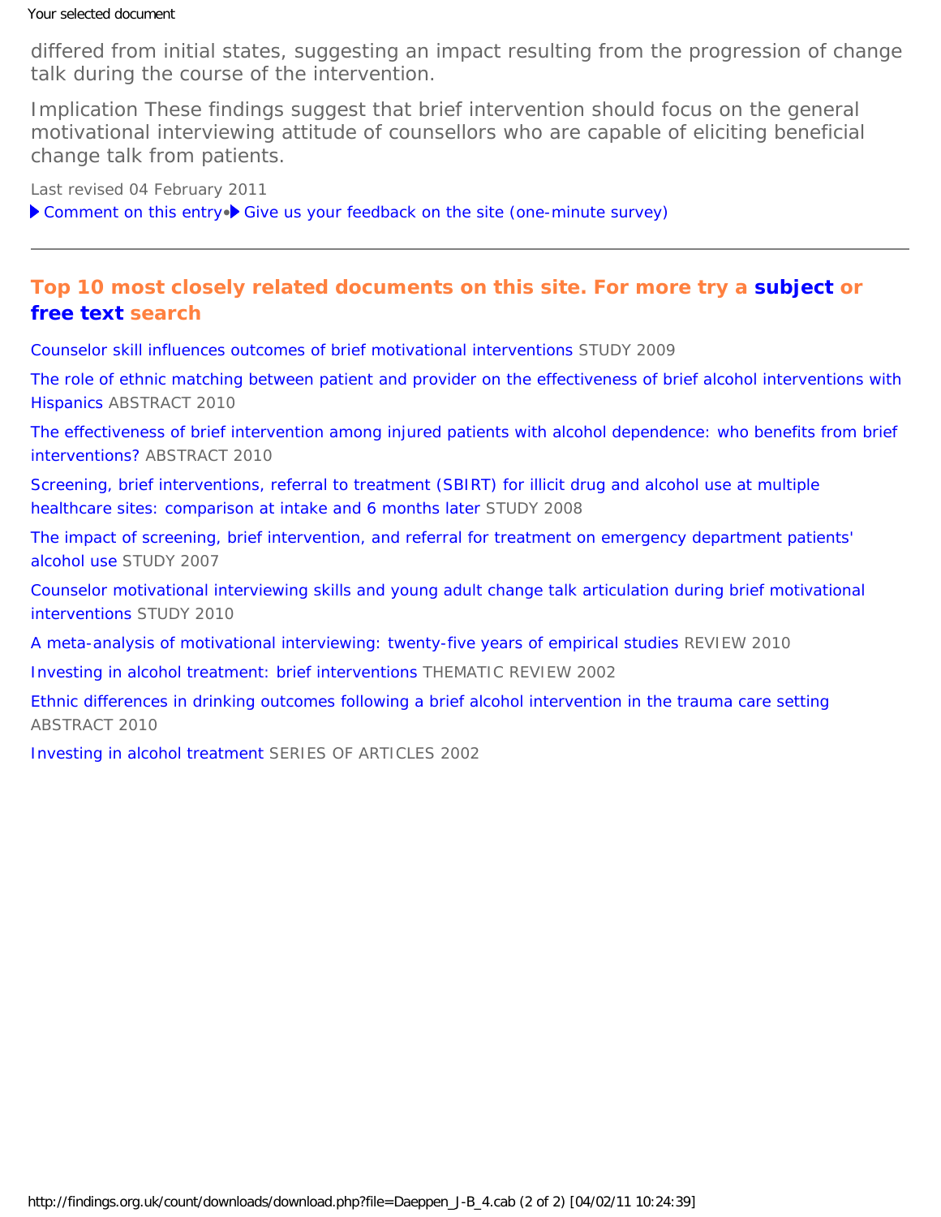differed from initial states, suggesting an impact resulting from the progression of change talk during the course of the intervention.

Implication These findings suggest that brief intervention should focus on the general motivational interviewing attitude of counsellors who are capable of eliciting beneficial change talk from patients.

Last revised 04 February 2011

▶ Comment on this entry•▶ Give us your feedback on the site (one-minute survey)

---

## Top 10 most closely related documents on this site. For more try a subject or free text search

Counselor skill influences outcomes of brief motivational interventions STUDY 2009

The role of ethnic matching between patient and provider on the effectiveness of brief alcohol interventions with Hispanics ABSTRACT 2010

The effectiveness of brief intervention among injured patients with alcohol dependence: who benefits from brief interventions? ABSTRACT 2010

Screening, brief interventions, referral to treatment (SBIRT) for illicit drug and alcohol use at multiple healthcare sites: comparison at intake and 6 months later STUDY 2008

The impact of screening, brief intervention, and referral for treatment on emergency department patients' alcohol use STUDY 2007

Counselor motivational interviewing skills and young adult change talk articulation during brief motivational interventions STUDY 2010

A meta-analysis of motivational interviewing: twenty-five years of empirical studies REVIEW 2010

Investing in alcohol treatment: brief interventions THEMATIC REVIEW 2002

Ethnic differences in drinking outcomes following a brief alcohol intervention in the trauma care setting ABSTRACT 2010

Investing in alcohol treatment SERIES OF ARTICLES 2002